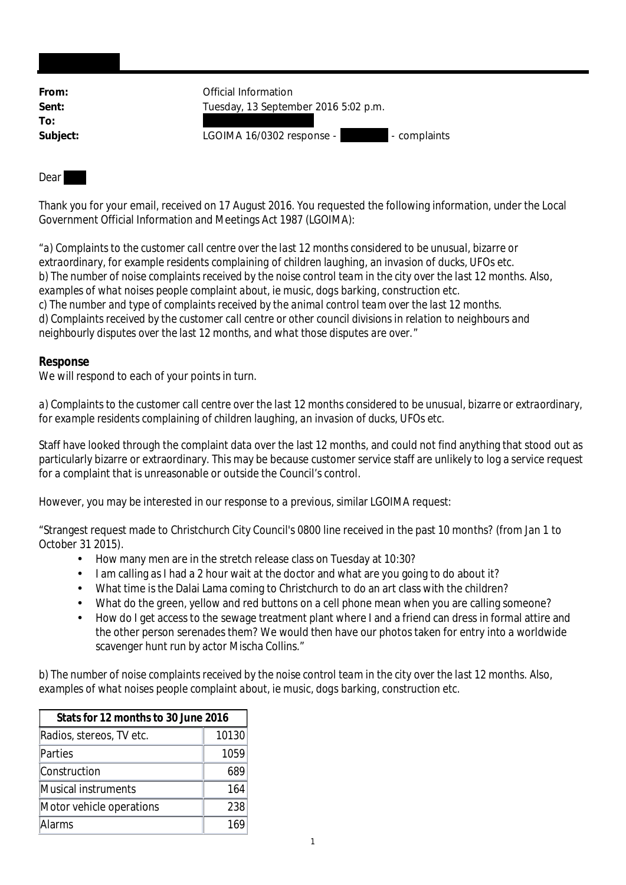**From:** Official Information
**Sent:** Tuesday, 13 September 2016 5:02 p.m.
**To:**
**Subject:** LGOIMA 16/0302 response - - complaints

Dear

Thank you for your email, received on 17 August 2016. You requested the following information, under the Local Government Official Information and Meetings Act 1987 (LGOIMA):

*"a) Complaints to the customer call centre over the last 12 months considered to be unusual, bizarre or extraordinary, for example residents complaining of children laughing, an invasion of ducks, UFOs etc.*
*b) The number of noise complaints received by the noise control team in the city over the last 12 months. Also, examples of what noises people complaint about, ie music, dogs barking, construction etc.*
*c) The number and type of complaints received by the animal control team over the last 12 months.*
*d) Complaints received by the customer call centre or other council divisions in relation to neighbours and neighbourly disputes over the last 12 months, and what those disputes are over."*

**Response**
*We will respond to each of your points in turn.*

*a) Complaints to the customer call centre over the last 12 months considered to be unusual, bizarre or extraordinary, for example residents complaining of children laughing, an invasion of ducks, UFOs etc.*

Staff have looked through the complaint data over the last 12 months, and could not find anything that stood out as particularly bizarre or extraordinary. This may be because customer service staff are unlikely to log a service request for a complaint that is unreasonable or outside the Council's control.

However, you may be interested in our response to a previous, similar LGOIMA request:

"Strangest request made to Christchurch City Council's 0800 line received in the past 10 months? (from Jan 1 to October 31 2015).

- How many men are in the stretch release class on Tuesday at 10:30?
- I am calling as I had a 2 hour wait at the doctor and what are you going to do about it?
- What time is the Dalai Lama coming to Christchurch to do an art class with the children?
- What do the green, yellow and red buttons on a cell phone mean when you are calling someone?
- How do I get access to the sewage treatment plant where I and a friend can dress in formal attire and the other person serenades them? We would then have our photos taken for entry into a worldwide scavenger hunt run by actor Mischa Collins."

*b) The number of noise complaints received by the noise control team in the city over the last 12 months. Also, examples of what noises people complaint about, ie music, dogs barking, construction etc.*

| **Stats for 12 months to 30 June 2016** | |
|---|---|
| Radios, stereos, TV etc. | 10130 |
| Parties | 1059 |
| Construction | 689 |
| Musical instruments | 164 |
| Motor vehicle operations | 238 |
| Alarms | 169 |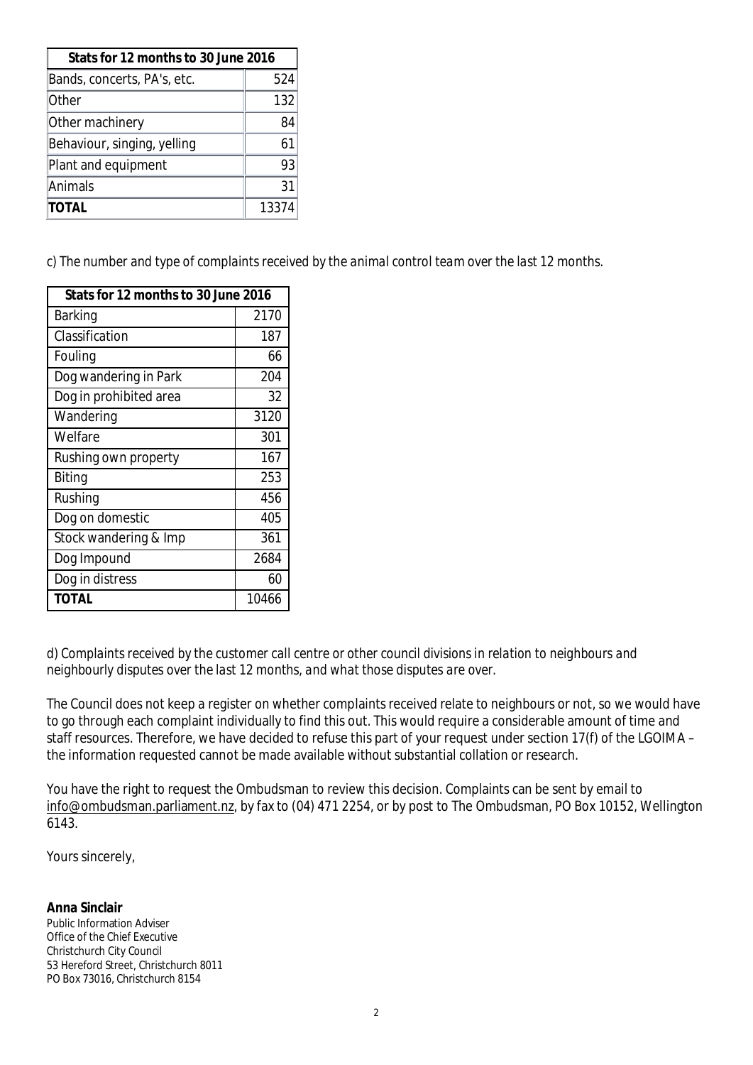| Stats for 12 months to 30 June 2016 | |
| --- | --- |
| Bands, concerts, PA's, etc. | 524 |
| Other | 132 |
| Other machinery | 84 |
| Behaviour, singing, yelling | 61 |
| Plant and equipment | 93 |
| Animals | 31 |
| **TOTAL** | 13374 |

*c) The number and type of complaints received by the animal control team over the last 12 months.*

| Stats for 12 months to 30 June 2016 | |
| --- | --- |
| Barking | 2170 |
| Classification | 187 |
| Fouling | 66 |
| Dog wandering in Park | 204 |
| Dog in prohibited area | 32 |
| Wandering | 3120 |
| Welfare | 301 |
| Rushing own property | 167 |
| Biting | 253 |
| Rushing | 456 |
| Dog on domestic | 405 |
| Stock wandering & Imp | 361 |
| Dog Impound | 2684 |
| Dog in distress | 60 |
| **TOTAL** | 10466 |

*d) Complaints received by the customer call centre or other council divisions in relation to neighbours and neighbourly disputes over the last 12 months, and what those disputes are over.*

The Council does not keep a register on whether complaints received relate to neighbours or not, so we would have to go through each complaint individually to find this out. This would require a considerable amount of time and staff resources. Therefore, we have decided to refuse this part of your request under section 17(f) of the LGOIMA – the information requested cannot be made available without substantial collation or research.

You have the right to request the Ombudsman to review this decision. Complaints can be sent by email to info@ombudsman.parliament.nz, by fax to (04) 471 2254, or by post to The Ombudsman, PO Box 10152, Wellington 6143.

Yours sincerely,

**Anna Sinclair**
Public Information Adviser
Office of the Chief Executive
Christchurch City Council
53 Hereford Street, Christchurch 8011
PO Box 73016, Christchurch 8154